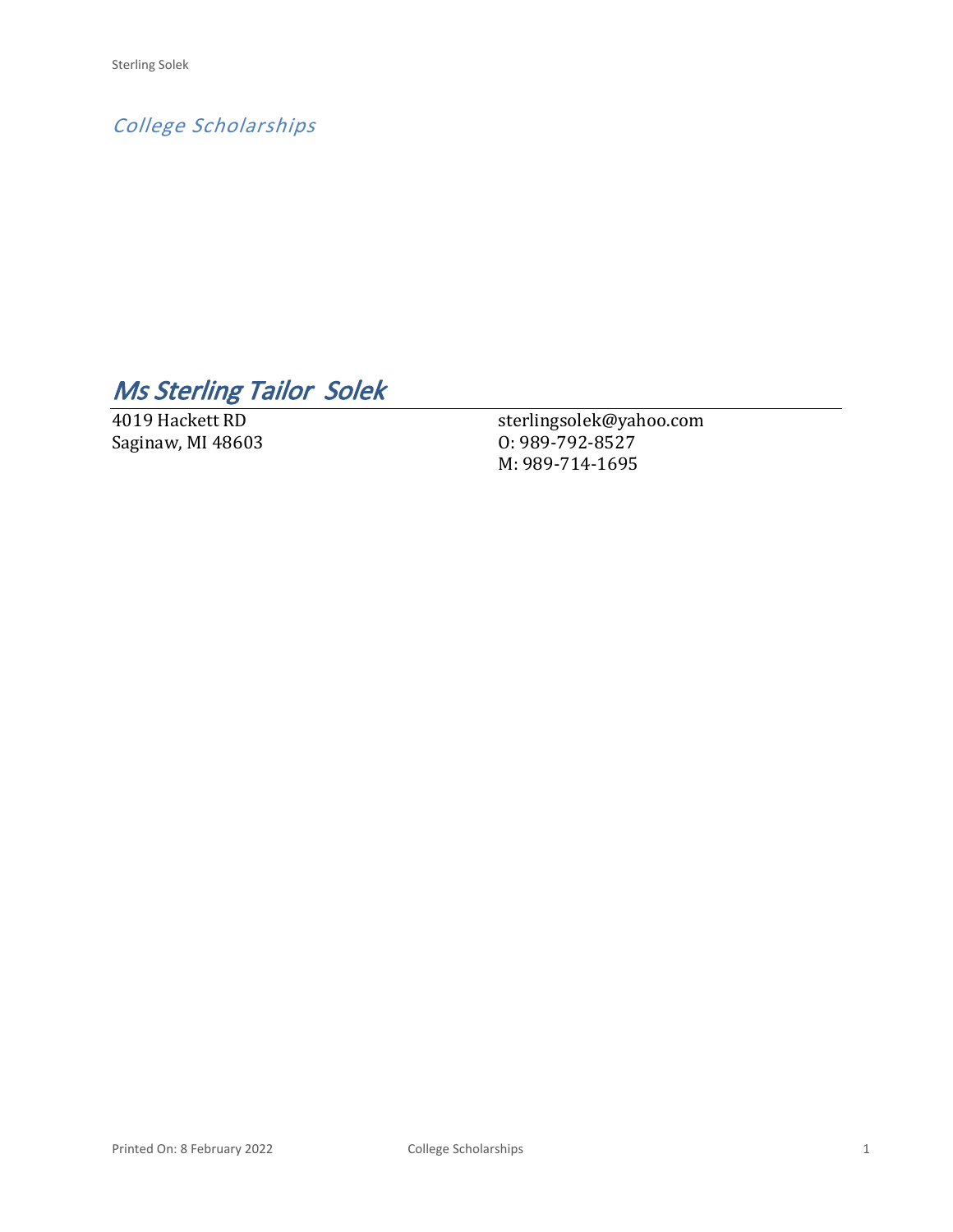*College Scholarships*

# *Ms Sterling Tailor  Solek*

4019 Hackett RD
Saginaw, MI 48603

sterlingsolek@yahoo.com
O: 989-792-8527
M: 989-714-1695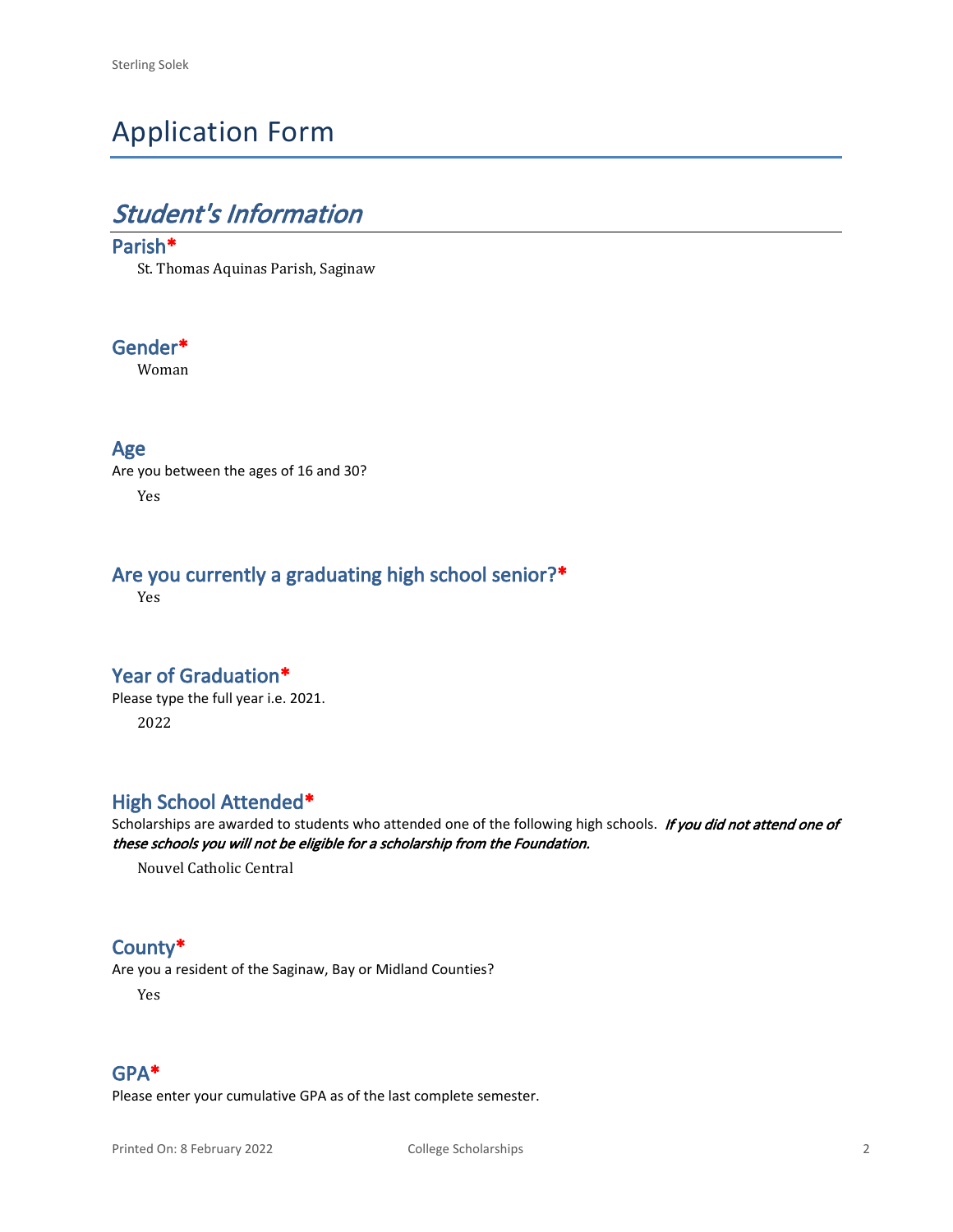# Application Form

## *Student's Information*

### Parish*

St. Thomas Aquinas Parish, Saginaw

### Gender*

Woman

### Age

Are you between the ages of 16 and 30?

Yes

### Are you currently a graduating high school senior?*

Yes

### Year of Graduation*

Please type the full year i.e. 2021.

2022

### High School Attended*

Scholarships are awarded to students who attended one of the following high schools. ***If you did not attend one of these schools you will not be eligible for a scholarship from the Foundation.***

Nouvel Catholic Central

### County*

Are you a resident of the Saginaw, Bay or Midland Counties?

Yes

### GPA*

Please enter your cumulative GPA as of the last complete semester.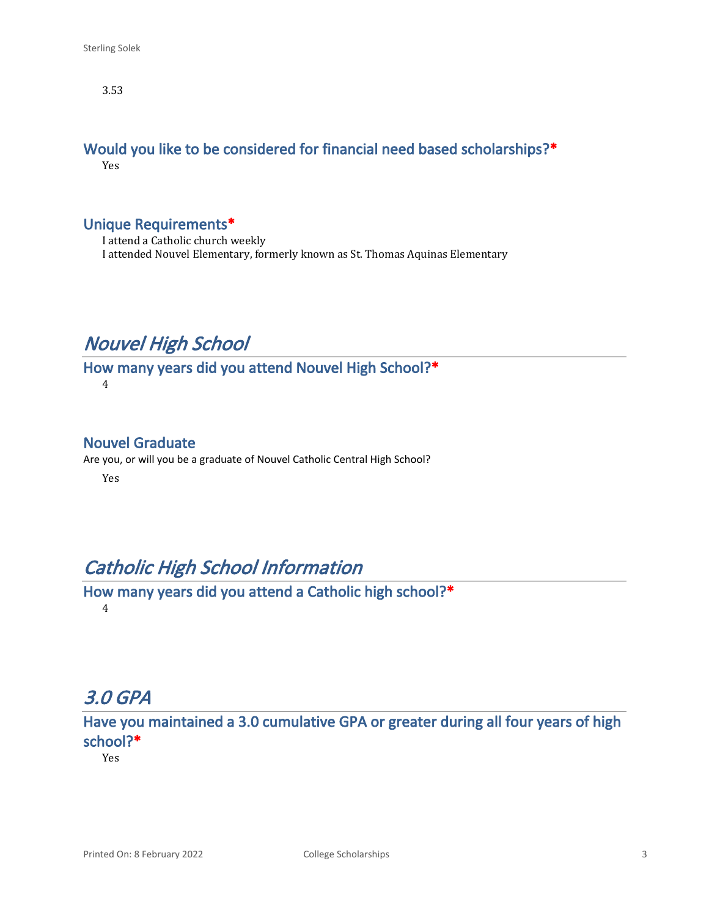3.53

### Would you like to be considered for financial need based scholarships?*

Yes

### Unique Requirements*

I attend a Catholic church weekly
I attended Nouvel Elementary, formerly known as St. Thomas Aquinas Elementary

## *Nouvel High School*

### How many years did you attend Nouvel High School?*

4

### Nouvel Graduate

Are you, or will you be a graduate of Nouvel Catholic Central High School?

Yes

## *Catholic High School Information*

### How many years did you attend a Catholic high school?*

4

## *3.0 GPA*

### Have you maintained a 3.0 cumulative GPA or greater during all four years of high school?*

Yes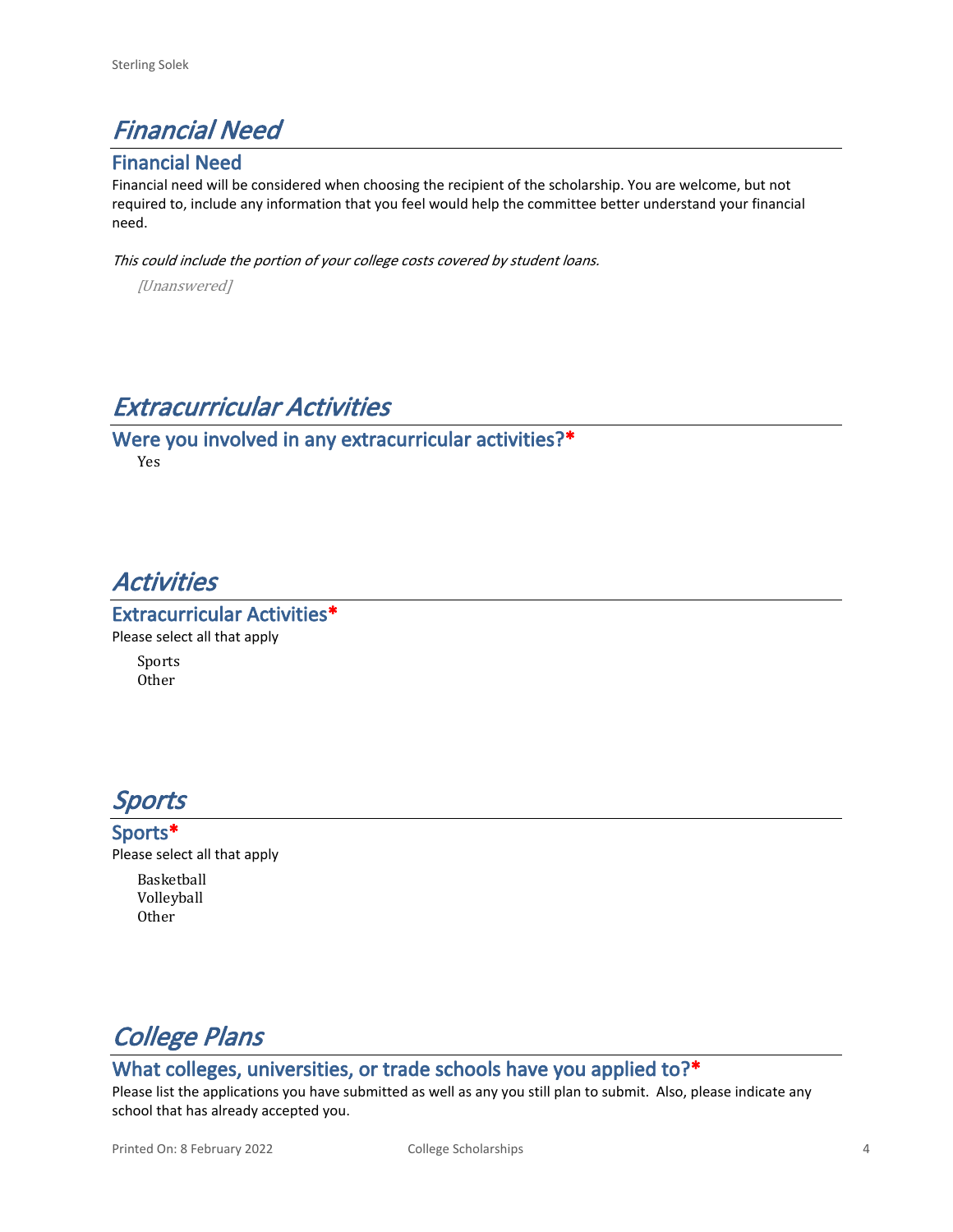# *Financial Need*

## Financial Need

Financial need will be considered when choosing the recipient of the scholarship. You are welcome, but not required to, include any information that you feel would help the committee better understand your financial need.

*This could include the portion of your college costs covered by student loans.*

*[Unanswered]*

# *Extracurricular Activities*

## Were you involved in any extracurricular activities?*

Yes

# *Activities*

## Extracurricular Activities*

Please select all that apply

Sports
Other

# *Sports*

## Sports*

Please select all that apply

Basketball
Volleyball
Other

# *College Plans*

## What colleges, universities, or trade schools have you applied to?*

Please list the applications you have submitted as well as any you still plan to submit. Also, please indicate any school that has already accepted you.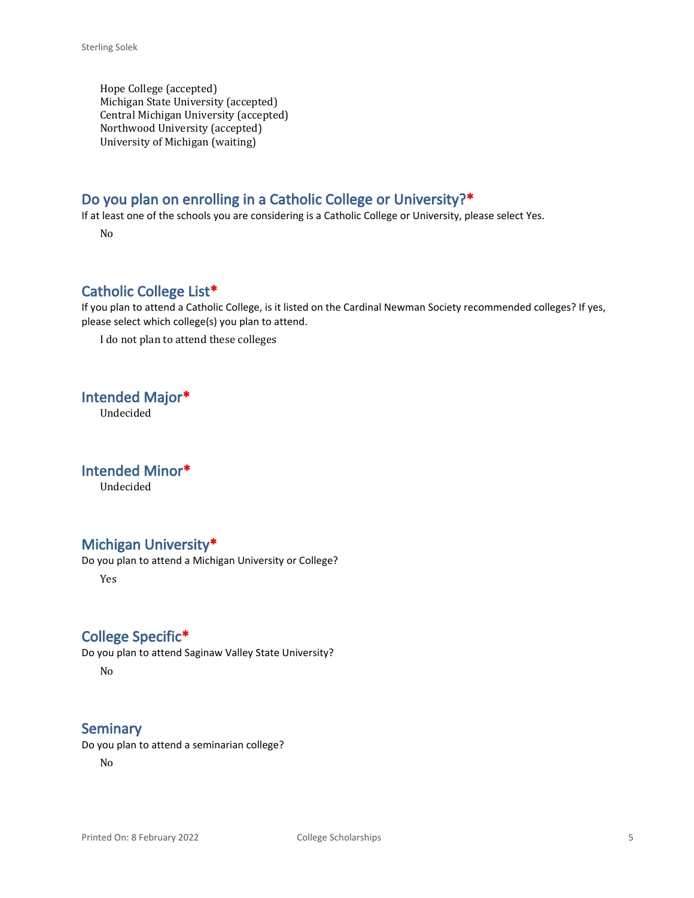Hope College (accepted)
Michigan State University (accepted)
Central Michigan University (accepted)
Northwood University (accepted)
University of Michigan (waiting)

## Do you plan on enrolling in a Catholic College or University?*

If at least one of the schools you are considering is a Catholic College or University, please select Yes.

No

## Catholic College List*

If you plan to attend a Catholic College, is it listed on the Cardinal Newman Society recommended colleges? If yes, please select which college(s) you plan to attend.

I do not plan to attend these colleges

## Intended Major*

Undecided

## Intended Minor*

Undecided

## Michigan University*

Do you plan to attend a Michigan University or College?

Yes

## College Specific*

Do you plan to attend Saginaw Valley State University?

No

## Seminary

Do you plan to attend a seminarian college?

No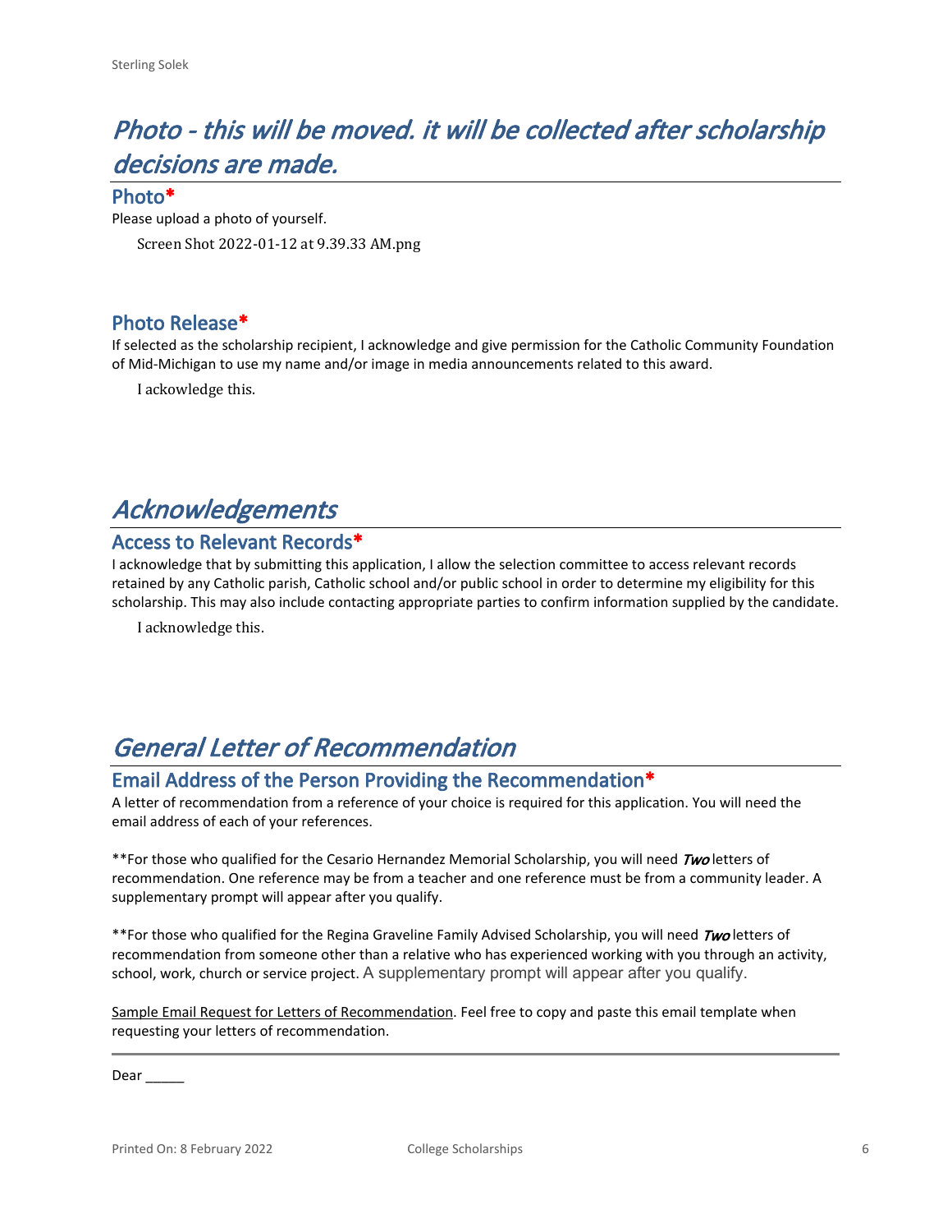# *Photo - this will be moved. it will be collected after scholarship decisions are made.*

## Photo*

Please upload a photo of yourself.

Screen Shot 2022-01-12 at 9.39.33 AM.png

## Photo Release*

If selected as the scholarship recipient, I acknowledge and give permission for the Catholic Community Foundation of Mid-Michigan to use my name and/or image in media announcements related to this award.

I ackowledge this.

# *Acknowledgements*

## Access to Relevant Records*

I acknowledge that by submitting this application, I allow the selection committee to access relevant records retained by any Catholic parish, Catholic school and/or public school in order to determine my eligibility for this scholarship. This may also include contacting appropriate parties to confirm information supplied by the candidate.

I acknowledge this.

# *General Letter of Recommendation*

## Email Address of the Person Providing the Recommendation*

A letter of recommendation from a reference of your choice is required for this application. You will need the email address of each of your references.

**For those who qualified for the Cesario Hernandez Memorial Scholarship, you will need ***Two*** letters of recommendation. One reference may be from a teacher and one reference must be from a community leader. A supplementary prompt will appear after you qualify.

**For those who qualified for the Regina Graveline Family Advised Scholarship, you will need ***Two*** letters of recommendation from someone other than a relative who has experienced working with you through an activity, school, work, church or service project. A supplementary prompt will appear after you qualify.

Sample Email Request for Letters of Recommendation. Feel free to copy and paste this email template when requesting your letters of recommendation.

---

Dear _____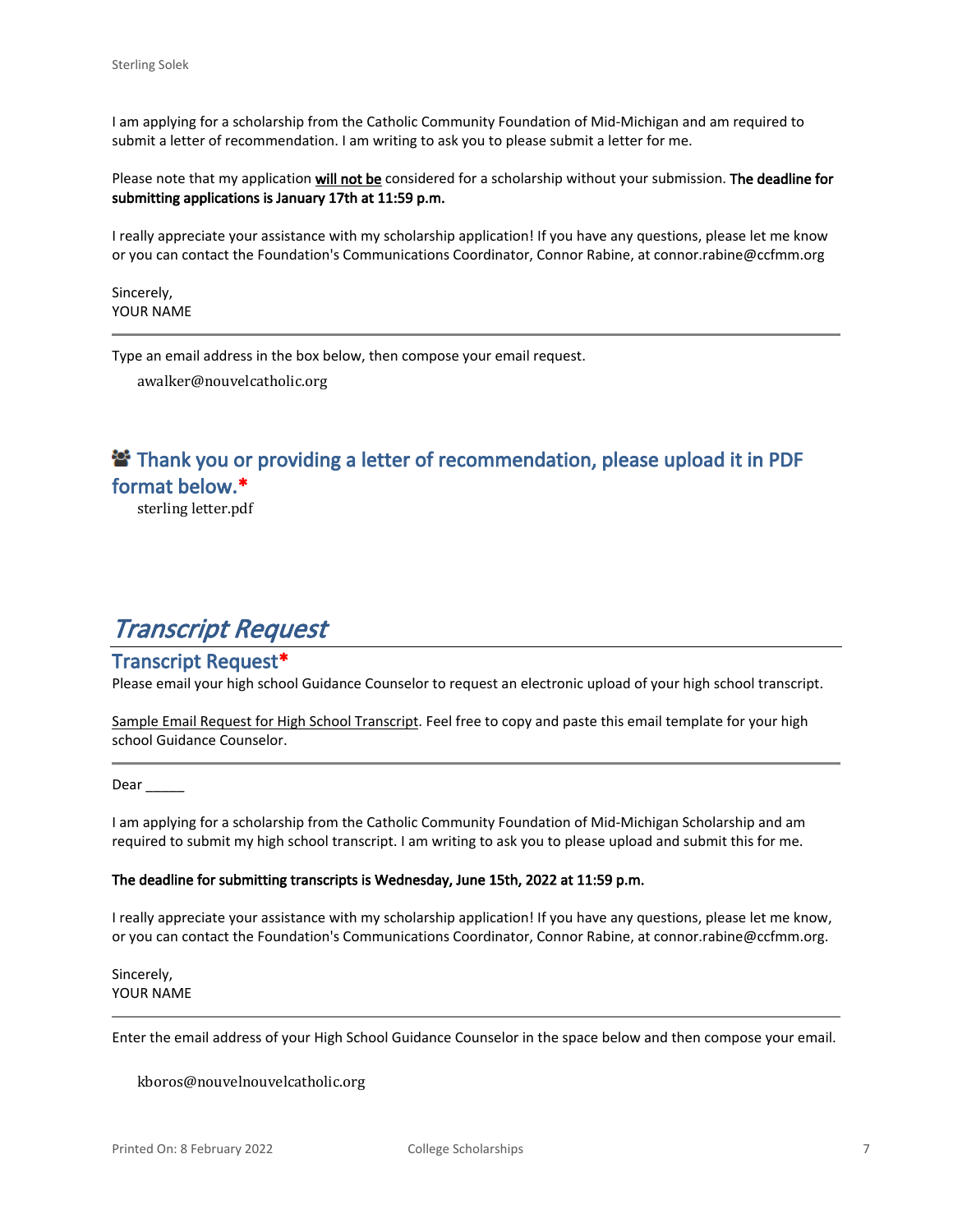I am applying for a scholarship from the Catholic Community Foundation of Mid-Michigan and am required to submit a letter of recommendation. I am writing to ask you to please submit a letter for me.

Please note that my application **will not be** considered for a scholarship without your submission. **The deadline for submitting applications is January 17th at 11:59 p.m.**

I really appreciate your assistance with my scholarship application! If you have any questions, please let me know or you can contact the Foundation's Communications Coordinator, Connor Rabine, at connor.rabine@ccfmm.org

Sincerely,
YOUR NAME

---

Type an email address in the box below, then compose your email request.

awalker@nouvelcatholic.org

### Thank you or providing a letter of recommendation, please upload it in PDF format below.*

sterling letter.pdf

## *Transcript Request*

### Transcript Request*

Please email your high school Guidance Counselor to request an electronic upload of your high school transcript.

Sample Email Request for High School Transcript. Feel free to copy and paste this email template for your high school Guidance Counselor.

---

Dear _____

I am applying for a scholarship from the Catholic Community Foundation of Mid-Michigan Scholarship and am required to submit my high school transcript. I am writing to ask you to please upload and submit this for me.

**The deadline for submitting transcripts is Wednesday, June 15th, 2022 at 11:59 p.m.**

I really appreciate your assistance with my scholarship application! If you have any questions, please let me know, or you can contact the Foundation's Communications Coordinator, Connor Rabine, at connor.rabine@ccfmm.org.

Sincerely,
YOUR NAME

---

Enter the email address of your High School Guidance Counselor in the space below and then compose your email.

kboros@nouvelnouvelcatholic.org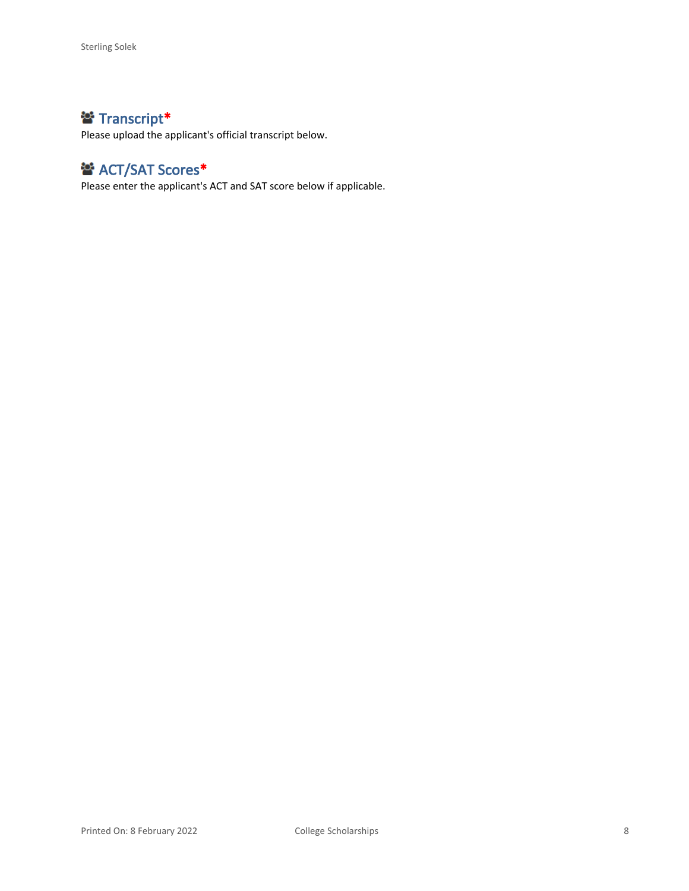## Transcript*

Please upload the applicant's official transcript below.

## ACT/SAT Scores*

Please enter the applicant's ACT and SAT score below if applicable.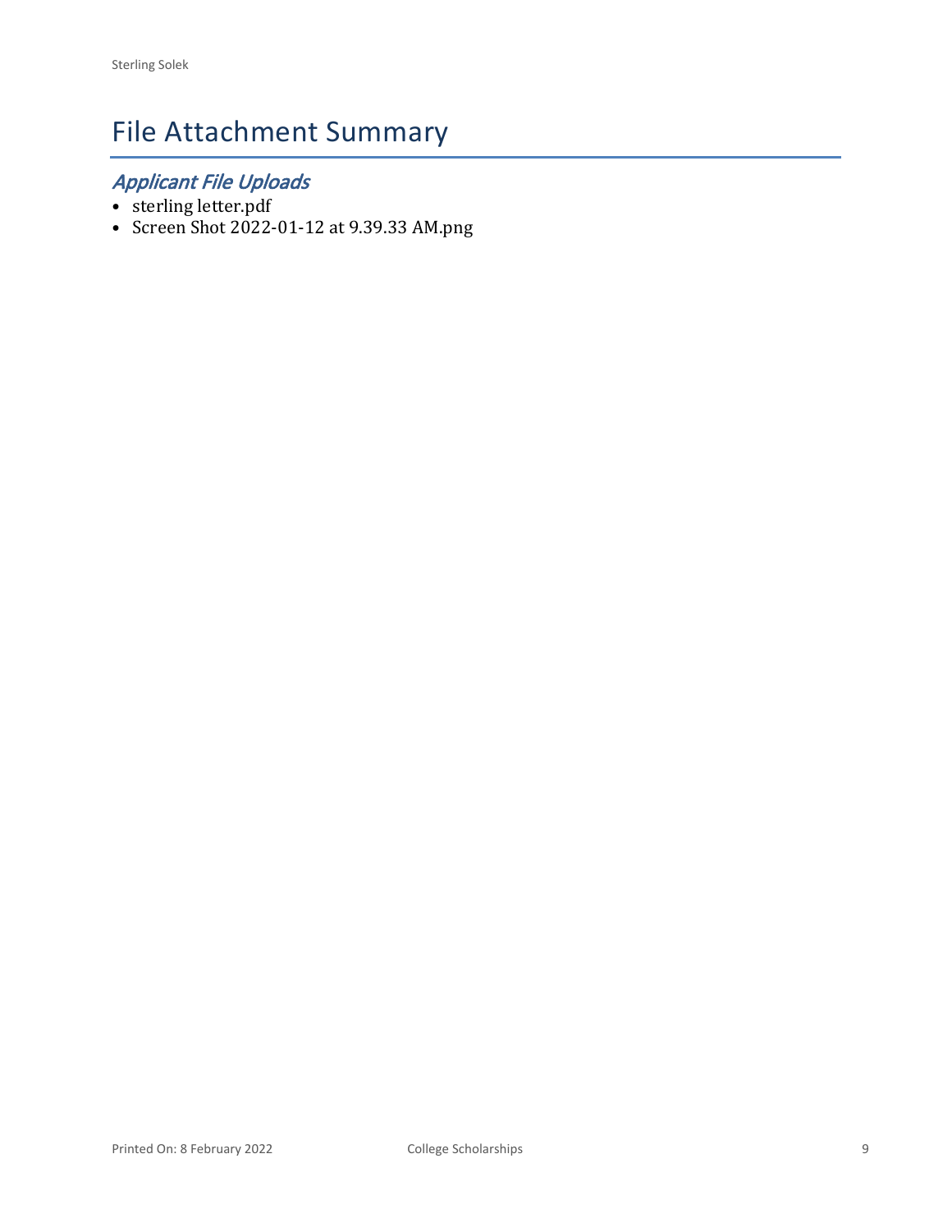# File Attachment Summary

## *Applicant File Uploads*

- sterling letter.pdf
- Screen Shot 2022-01-12 at 9.39.33 AM.png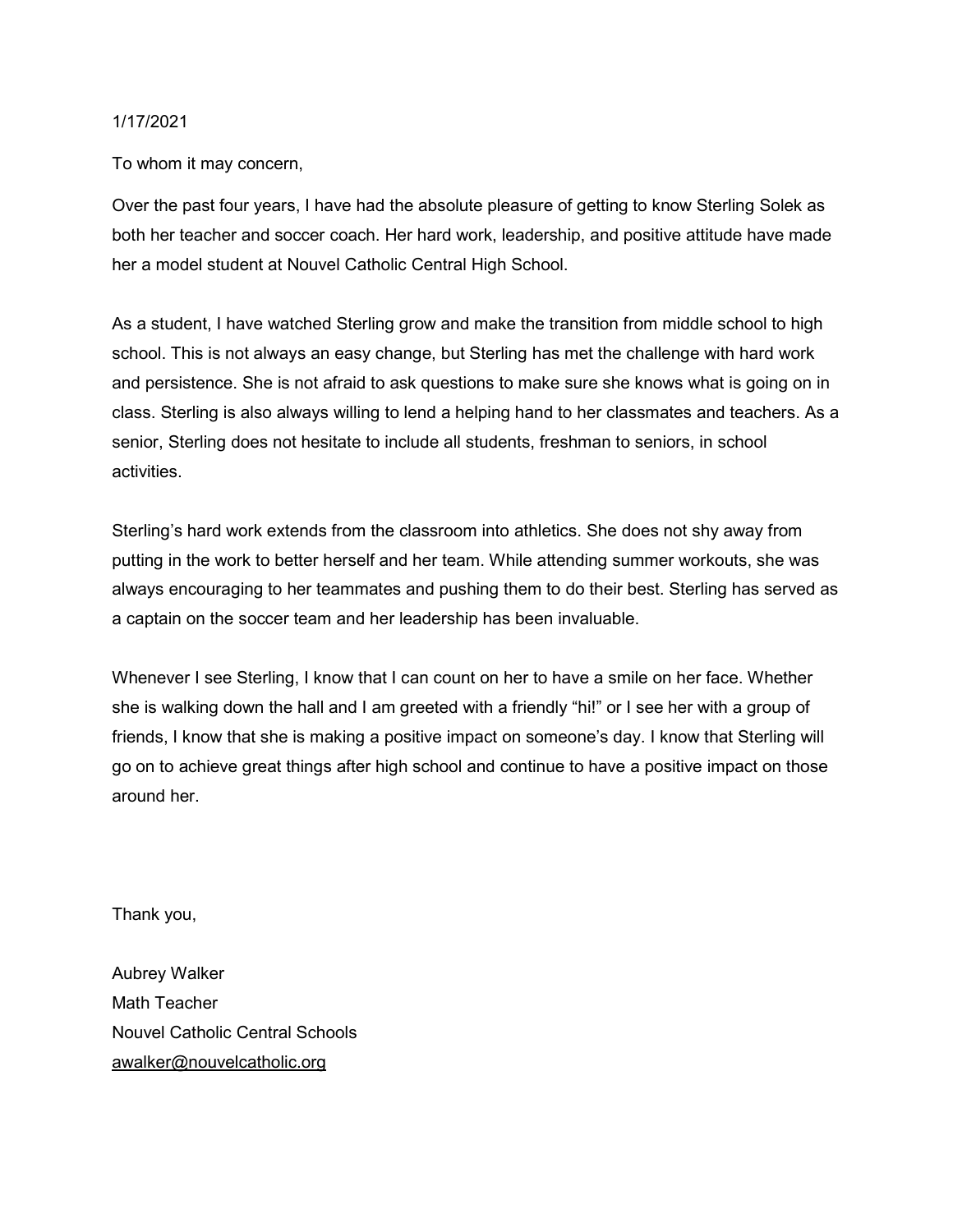1/17/2021

To whom it may concern,

Over the past four years, I have had the absolute pleasure of getting to know Sterling Solek as both her teacher and soccer coach. Her hard work, leadership, and positive attitude have made her a model student at Nouvel Catholic Central High School.

As a student, I have watched Sterling grow and make the transition from middle school to high school. This is not always an easy change, but Sterling has met the challenge with hard work and persistence. She is not afraid to ask questions to make sure she knows what is going on in class. Sterling is also always willing to lend a helping hand to her classmates and teachers. As a senior, Sterling does not hesitate to include all students, freshman to seniors, in school activities.

Sterling's hard work extends from the classroom into athletics. She does not shy away from putting in the work to better herself and her team. While attending summer workouts, she was always encouraging to her teammates and pushing them to do their best. Sterling has served as a captain on the soccer team and her leadership has been invaluable.

Whenever I see Sterling, I know that I can count on her to have a smile on her face. Whether she is walking down the hall and I am greeted with a friendly "hi!" or I see her with a group of friends, I know that she is making a positive impact on someone's day. I know that Sterling will go on to achieve great things after high school and continue to have a positive impact on those around her.

Thank you,

Aubrey Walker  
Math Teacher  
Nouvel Catholic Central Schools  
awalker@nouvelcatholic.org